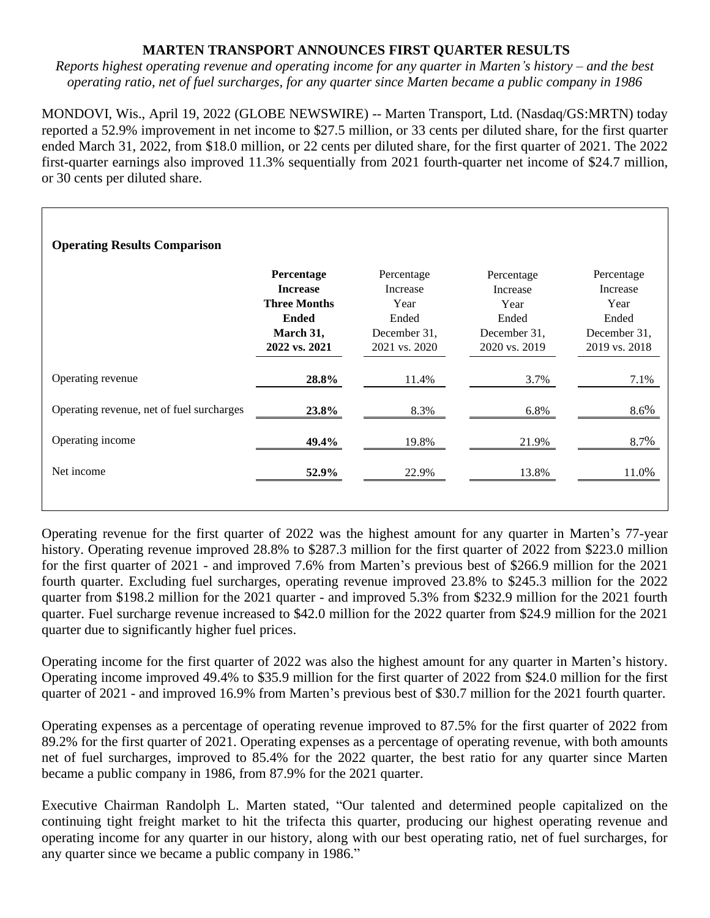# MARTEN TRANSPORT ANNOUNCES FIRST QUARTER RESULTS

*Reports highest operating revenue and operating income for any quarter in Marten's history – and the best operating ratio, net of fuel surcharges, for any quarter since Marten became a public company in 1986*

MONDOVI, Wis., April 19, 2022 (GLOBE NEWSWIRE) -- Marten Transport, Ltd. (Nasdaq/GS:MRTN) today reported a 52.9% improvement in net income to $27.5 million, or 33 cents per diluted share, for the first quarter ended March 31, 2022, from $18.0 million, or 22 cents per diluted share, for the first quarter of 2021. The 2022 first-quarter earnings also improved 11.3% sequentially from 2021 fourth-quarter net income of $24.7 million, or 30 cents per diluted share.

**Operating Results Comparison**

| | **Percentage Increase Three Months Ended March 31, 2022 vs. 2021** | Percentage Increase Year Ended December 31, 2021 vs. 2020 | Percentage Increase Year Ended December 31, 2020 vs. 2019 | Percentage Increase Year Ended December 31, 2019 vs. 2018 |
|---|---|---|---|---|
| Operating revenue | **28.8%** | 11.4% | 3.7% | 7.1% |
| Operating revenue, net of fuel surcharges | **23.8%** | 8.3% | 6.8% | 8.6% |
| Operating income | **49.4%** | 19.8% | 21.9% | 8.7% |
| Net income | **52.9%** | 22.9% | 13.8% | 11.0% |

Operating revenue for the first quarter of 2022 was the highest amount for any quarter in Marten's 77-year history. Operating revenue improved 28.8% to $287.3 million for the first quarter of 2022 from $223.0 million for the first quarter of 2021 - and improved 7.6% from Marten's previous best of $266.9 million for the 2021 fourth quarter. Excluding fuel surcharges, operating revenue improved 23.8% to $245.3 million for the 2022 quarter from $198.2 million for the 2021 quarter - and improved 5.3% from $232.9 million for the 2021 fourth quarter. Fuel surcharge revenue increased to $42.0 million for the 2022 quarter from $24.9 million for the 2021 quarter due to significantly higher fuel prices.

Operating income for the first quarter of 2022 was also the highest amount for any quarter in Marten's history. Operating income improved 49.4% to $35.9 million for the first quarter of 2022 from $24.0 million for the first quarter of 2021 - and improved 16.9% from Marten's previous best of $30.7 million for the 2021 fourth quarter.

Operating expenses as a percentage of operating revenue improved to 87.5% for the first quarter of 2022 from 89.2% for the first quarter of 2021. Operating expenses as a percentage of operating revenue, with both amounts net of fuel surcharges, improved to 85.4% for the 2022 quarter, the best ratio for any quarter since Marten became a public company in 1986, from 87.9% for the 2021 quarter.

Executive Chairman Randolph L. Marten stated, "Our talented and determined people capitalized on the continuing tight freight market to hit the trifecta this quarter, producing our highest operating revenue and operating income for any quarter in our history, along with our best operating ratio, net of fuel surcharges, for any quarter since we became a public company in 1986."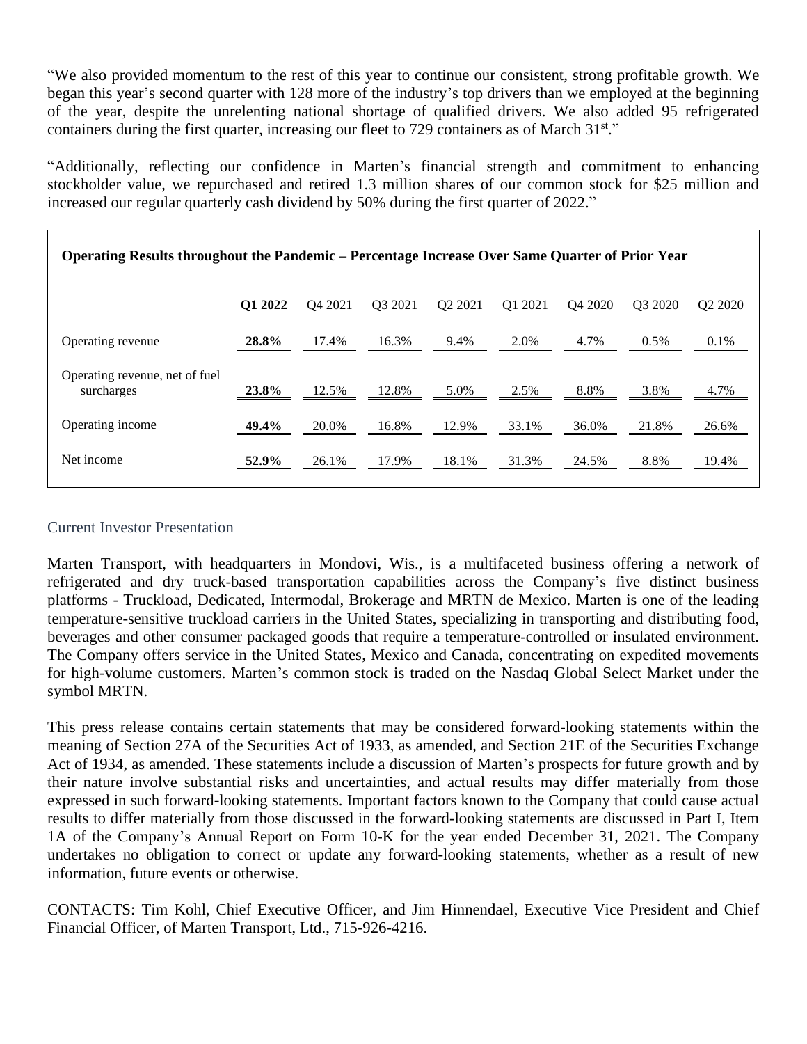"We also provided momentum to the rest of this year to continue our consistent, strong profitable growth. We began this year's second quarter with 128 more of the industry's top drivers than we employed at the beginning of the year, despite the unrelenting national shortage of qualified drivers. We also added 95 refrigerated containers during the first quarter, increasing our fleet to 729 containers as of March 31st."

"Additionally, reflecting our confidence in Marten's financial strength and commitment to enhancing stockholder value, we repurchased and retired 1.3 million shares of our common stock for $25 million and increased our regular quarterly cash dividend by 50% during the first quarter of 2022."

**Operating Results throughout the Pandemic – Percentage Increase Over Same Quarter of Prior Year**

| | **Q1 2022** | Q4 2021 | Q3 2021 | Q2 2021 | Q1 2021 | Q4 2020 | Q3 2020 | Q2 2020 |
|---|---|---|---|---|---|---|---|---|
| Operating revenue | **28.8%** | 17.4% | 16.3% | 9.4% | 2.0% | 4.7% | 0.5% | 0.1% |
| Operating revenue, net of fuel surcharges | **23.8%** | 12.5% | 12.8% | 5.0% | 2.5% | 8.8% | 3.8% | 4.7% |
| Operating income | **49.4%** | 20.0% | 16.8% | 12.9% | 33.1% | 36.0% | 21.8% | 26.6% |
| Net income | **52.9%** | 26.1% | 17.9% | 18.1% | 31.3% | 24.5% | 8.8% | 19.4% |

Current Investor Presentation

Marten Transport, with headquarters in Mondovi, Wis., is a multifaceted business offering a network of refrigerated and dry truck-based transportation capabilities across the Company's five distinct business platforms - Truckload, Dedicated, Intermodal, Brokerage and MRTN de Mexico. Marten is one of the leading temperature-sensitive truckload carriers in the United States, specializing in transporting and distributing food, beverages and other consumer packaged goods that require a temperature-controlled or insulated environment. The Company offers service in the United States, Mexico and Canada, concentrating on expedited movements for high-volume customers. Marten's common stock is traded on the Nasdaq Global Select Market under the symbol MRTN.

This press release contains certain statements that may be considered forward-looking statements within the meaning of Section 27A of the Securities Act of 1933, as amended, and Section 21E of the Securities Exchange Act of 1934, as amended. These statements include a discussion of Marten's prospects for future growth and by their nature involve substantial risks and uncertainties, and actual results may differ materially from those expressed in such forward-looking statements. Important factors known to the Company that could cause actual results to differ materially from those discussed in the forward-looking statements are discussed in Part I, Item 1A of the Company's Annual Report on Form 10-K for the year ended December 31, 2021. The Company undertakes no obligation to correct or update any forward-looking statements, whether as a result of new information, future events or otherwise.

CONTACTS: Tim Kohl, Chief Executive Officer, and Jim Hinnendael, Executive Vice President and Chief Financial Officer, of Marten Transport, Ltd., 715-926-4216.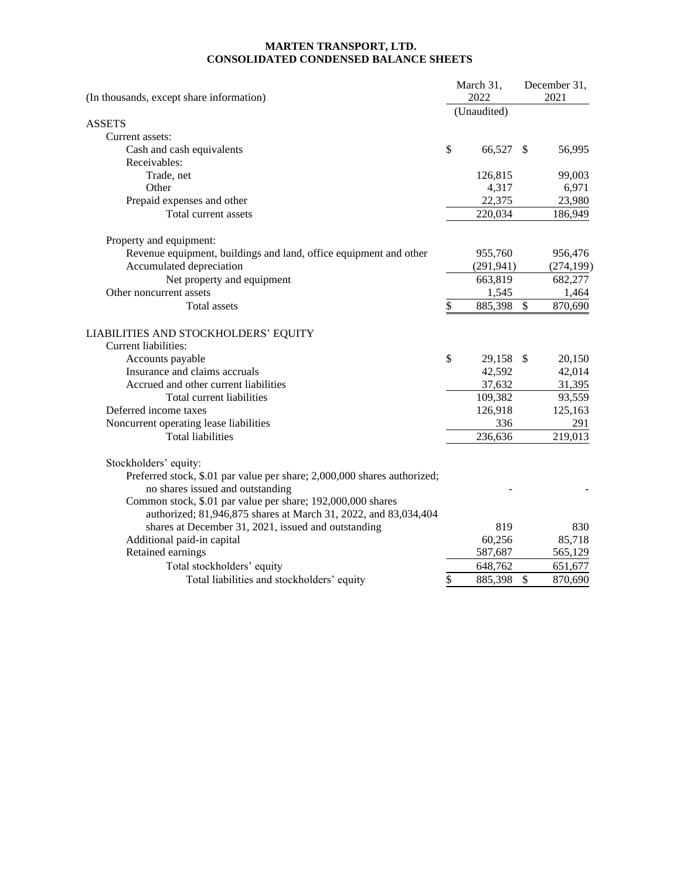**MARTEN TRANSPORT, LTD.**
**CONSOLIDATED CONDENSED BALANCE SHEETS**

| (In thousands, except share information) | March 31, 2022 (Unaudited) | December 31, 2021 |
|---|---|---|
| ASSETS | | |
| Current assets: | | |
| Cash and cash equivalents | $ 66,527 | $ 56,995 |
| Receivables: | | |
| Trade, net | 126,815 | 99,003 |
| Other | 4,317 | 6,971 |
| Prepaid expenses and other | 22,375 | 23,980 |
| Total current assets | 220,034 | 186,949 |
| Property and equipment: | | |
| Revenue equipment, buildings and land, office equipment and other | 955,760 | 956,476 |
| Accumulated depreciation | (291,941) | (274,199) |
| Net property and equipment | 663,819 | 682,277 |
| Other noncurrent assets | 1,545 | 1,464 |
| Total assets | $ 885,398 | $ 870,690 |
| LIABILITIES AND STOCKHOLDERS' EQUITY | | |
| Current liabilities: | | |
| Accounts payable | $ 29,158 | $ 20,150 |
| Insurance and claims accruals | 42,592 | 42,014 |
| Accrued and other current liabilities | 37,632 | 31,395 |
| Total current liabilities | 109,382 | 93,559 |
| Deferred income taxes | 126,918 | 125,163 |
| Noncurrent operating lease liabilities | 336 | 291 |
| Total liabilities | 236,636 | 219,013 |
| Stockholders' equity: | | |
| Preferred stock, \$.01 par value per share; 2,000,000 shares authorized; no shares issued and outstanding | - | - |
| Common stock, \$.01 par value per share; 192,000,000 shares authorized; 81,946,875 shares at March 31, 2022, and 83,034,404 shares at December 31, 2021, issued and outstanding | 819 | 830 |
| Additional paid-in capital | 60,256 | 85,718 |
| Retained earnings | 587,687 | 565,129 |
| Total stockholders' equity | 648,762 | 651,677 |
| Total liabilities and stockholders' equity | $ 885,398 | $ 870,690 |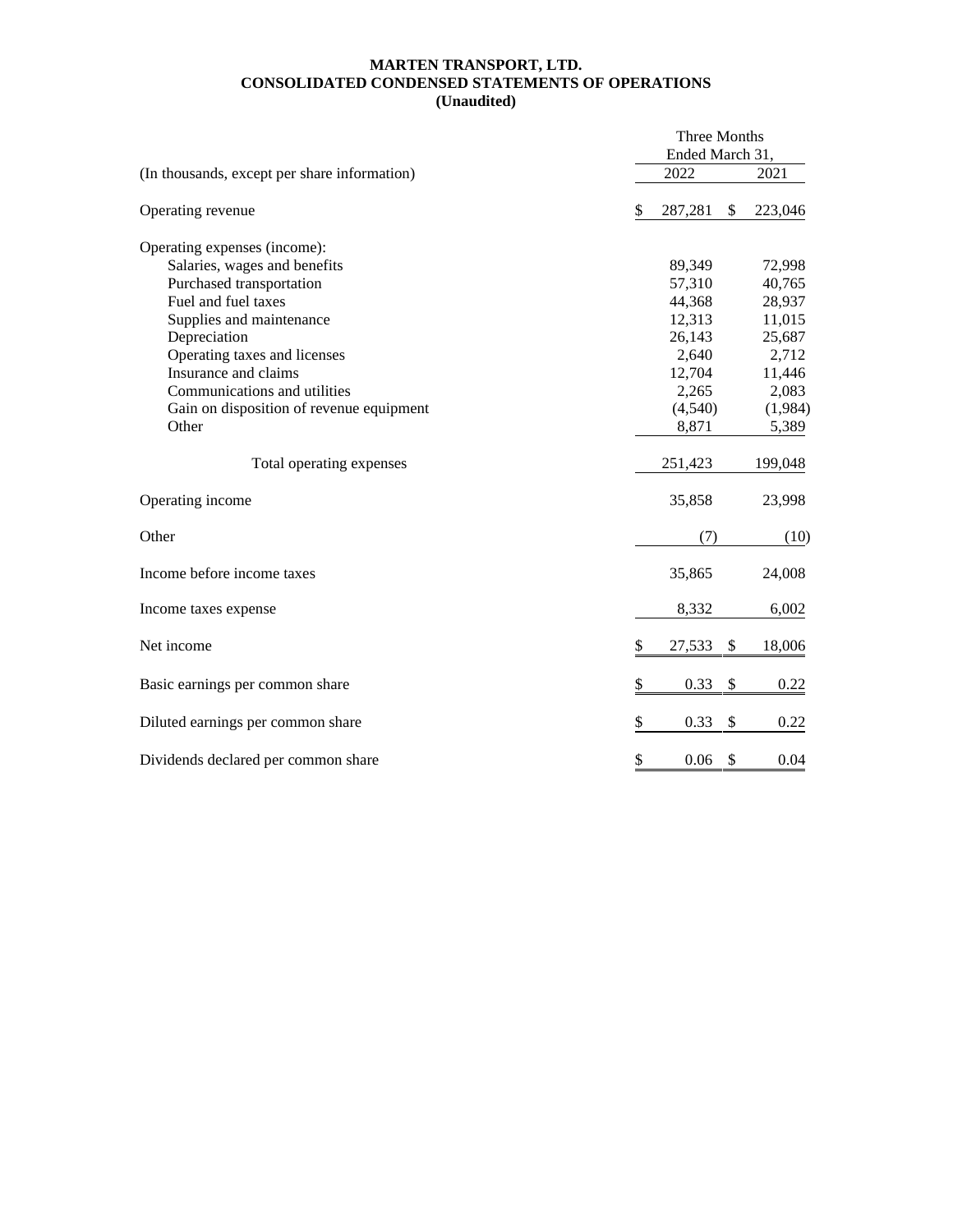**MARTEN TRANSPORT, LTD.**
**CONSOLIDATED CONDENSED STATEMENTS OF OPERATIONS**
**(Unaudited)**

| (In thousands, except per share information) | Three Months Ended March 31, 2022 | Three Months Ended March 31, 2021 |
|---|---|---|
| Operating revenue | $ 287,281 | $ 223,046 |
| Operating expenses (income): | | |
| Salaries, wages and benefits | 89,349 | 72,998 |
| Purchased transportation | 57,310 | 40,765 |
| Fuel and fuel taxes | 44,368 | 28,937 |
| Supplies and maintenance | 12,313 | 11,015 |
| Depreciation | 26,143 | 25,687 |
| Operating taxes and licenses | 2,640 | 2,712 |
| Insurance and claims | 12,704 | 11,446 |
| Communications and utilities | 2,265 | 2,083 |
| Gain on disposition of revenue equipment | (4,540) | (1,984) |
| Other | 8,871 | 5,389 |
| Total operating expenses | 251,423 | 199,048 |
| Operating income | 35,858 | 23,998 |
| Other | (7) | (10) |
| Income before income taxes | 35,865 | 24,008 |
| Income taxes expense | 8,332 | 6,002 |
| Net income | $ 27,533 | $ 18,006 |
| Basic earnings per common share | $ 0.33 | $ 0.22 |
| Diluted earnings per common share | $ 0.33 | $ 0.22 |
| Dividends declared per common share | $ 0.06 | $ 0.04 |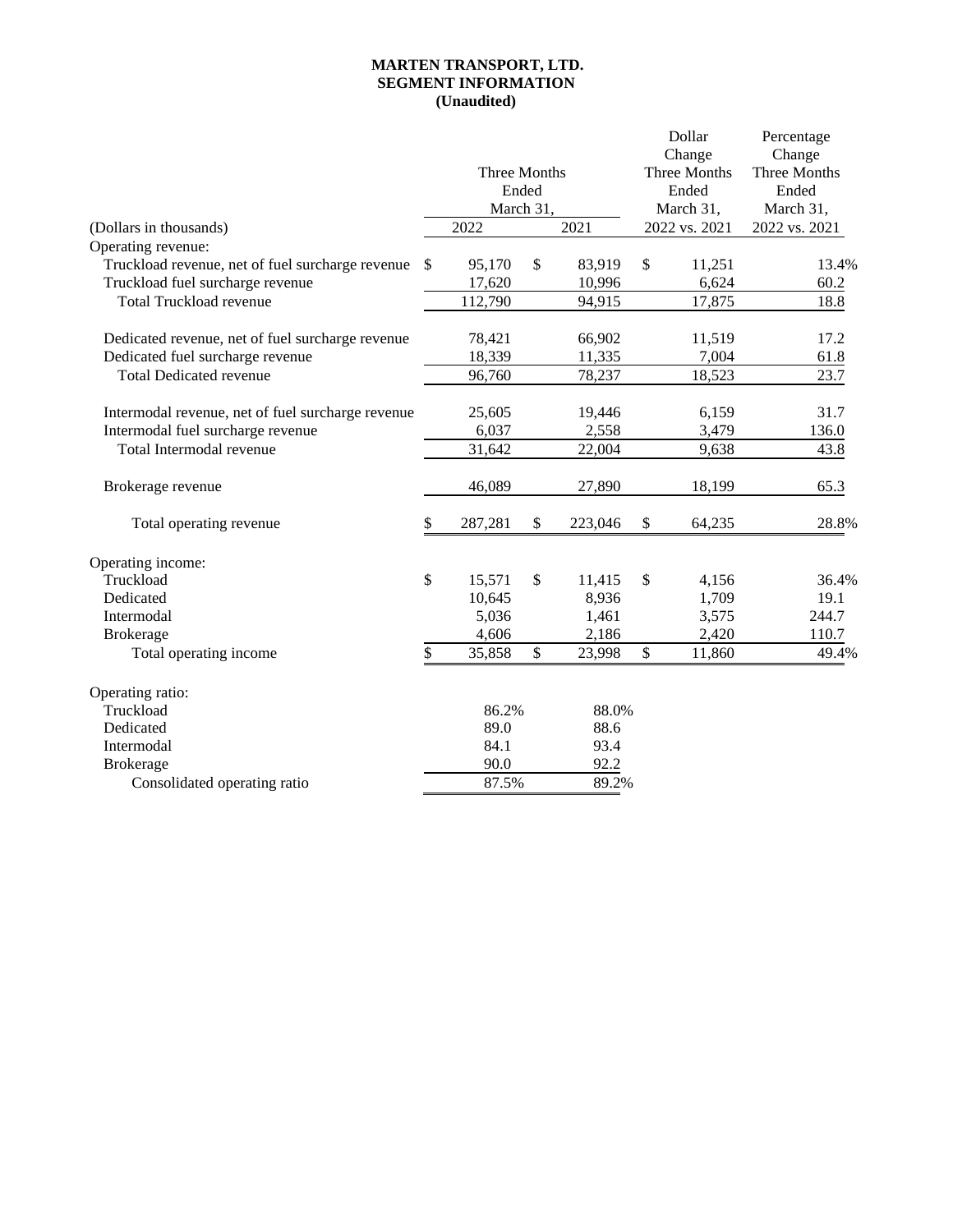**MARTEN TRANSPORT, LTD.**
**SEGMENT INFORMATION**
**(Unaudited)**

| (Dollars in thousands) | Three Months Ended March 31, 2022 | Three Months Ended March 31, 2021 | Dollar Change Three Months Ended March 31, 2022 vs. 2021 | Percentage Change Three Months Ended March 31, 2022 vs. 2021 |
|---|---|---|---|---|
| Operating revenue: | | | | |
| Truckload revenue, net of fuel surcharge revenue | $ 95,170 | $ 83,919 | $ 11,251 | 13.4% |
| Truckload fuel surcharge revenue | 17,620 | 10,996 | 6,624 | 60.2 |
| Total Truckload revenue | 112,790 | 94,915 | 17,875 | 18.8 |
| | | | | |
| Dedicated revenue, net of fuel surcharge revenue | 78,421 | 66,902 | 11,519 | 17.2 |
| Dedicated fuel surcharge revenue | 18,339 | 11,335 | 7,004 | 61.8 |
| Total Dedicated revenue | 96,760 | 78,237 | 18,523 | 23.7 |
| | | | | |
| Intermodal revenue, net of fuel surcharge revenue | 25,605 | 19,446 | 6,159 | 31.7 |
| Intermodal fuel surcharge revenue | 6,037 | 2,558 | 3,479 | 136.0 |
| Total Intermodal revenue | 31,642 | 22,004 | 9,638 | 43.8 |
| | | | | |
| Brokerage revenue | 46,089 | 27,890 | 18,199 | 65.3 |
| | | | | |
| Total operating revenue | $ 287,281 | $ 223,046 | $ 64,235 | 28.8% |
| | | | | |
| Operating income: | | | | |
| Truckload | $ 15,571 | $ 11,415 | $ 4,156 | 36.4% |
| Dedicated | 10,645 | 8,936 | 1,709 | 19.1 |
| Intermodal | 5,036 | 1,461 | 3,575 | 244.7 |
| Brokerage | 4,606 | 2,186 | 2,420 | 110.7 |
| Total operating income | $ 35,858 | $ 23,998 | $ 11,860 | 49.4% |
| | | | | |
| Operating ratio: | | | | |
| Truckload | 86.2% | 88.0% | | |
| Dedicated | 89.0 | 88.6 | | |
| Intermodal | 84.1 | 93.4 | | |
| Brokerage | 90.0 | 92.2 | | |
| Consolidated operating ratio | 87.5% | 89.2% | | |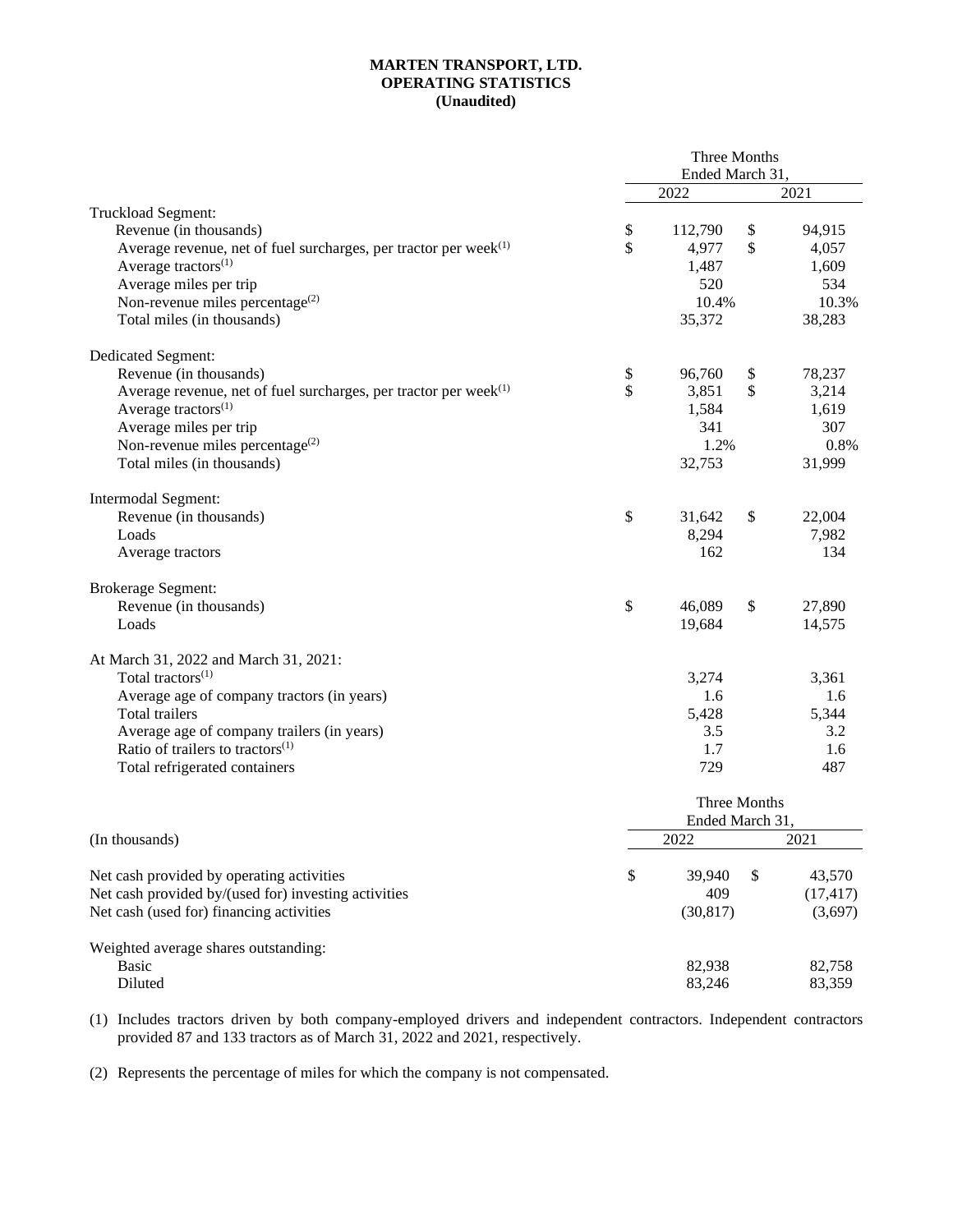**MARTEN TRANSPORT, LTD.**
**OPERATING STATISTICS**
**(Unaudited)**

| | Three Months Ended March 31, | |
|---|---|---|
| | 2022 | 2021 |
| Truckload Segment: | | |
| Revenue (in thousands) | $ 112,790 | $ 94,915 |
| Average revenue, net of fuel surcharges, per tractor per week[(1)] | $ 4,977 | $ 4,057 |
| Average tractors[(1)] | 1,487 | 1,609 |
| Average miles per trip | 520 | 534 |
| Non-revenue miles percentage[(2)] | 10.4% | 10.3% |
| Total miles (in thousands) | 35,372 | 38,283 |
| Dedicated Segment: | | |
| Revenue (in thousands) | $ 96,760 | $ 78,237 |
| Average revenue, net of fuel surcharges, per tractor per week[(1)] | $ 3,851 | $ 3,214 |
| Average tractors[(1)] | 1,584 | 1,619 |
| Average miles per trip | 341 | 307 |
| Non-revenue miles percentage[(2)] | 1.2% | 0.8% |
| Total miles (in thousands) | 32,753 | 31,999 |
| Intermodal Segment: | | |
| Revenue (in thousands) | $ 31,642 | $ 22,004 |
| Loads | 8,294 | 7,982 |
| Average tractors | 162 | 134 |
| Brokerage Segment: | | |
| Revenue (in thousands) | $ 46,089 | $ 27,890 |
| Loads | 19,684 | 14,575 |
| At March 31, 2022 and March 31, 2021: | | |
| Total tractors[(1)] | 3,274 | 3,361 |
| Average age of company tractors (in years) | 1.6 | 1.6 |
| Total trailers | 5,428 | 5,344 |
| Average age of company trailers (in years) | 3.5 | 3.2 |
| Ratio of trailers to tractors[(1)] | 1.7 | 1.6 |
| Total refrigerated containers | 729 | 487 |

| (In thousands) | Three Months Ended March 31, 2022 | 2021 |
|---|---|---|
| Net cash provided by operating activities | $ 39,940 | $ 43,570 |
| Net cash provided by/(used for) investing activities | 409 | (17,417) |
| Net cash (used for) financing activities | (30,817) | (3,697) |
| Weighted average shares outstanding: | | |
| Basic | 82,938 | 82,758 |
| Diluted | 83,246 | 83,359 |

(1) Includes tractors driven by both company-employed drivers and independent contractors. Independent contractors provided 87 and 133 tractors as of March 31, 2022 and 2021, respectively.

(2) Represents the percentage of miles for which the company is not compensated.